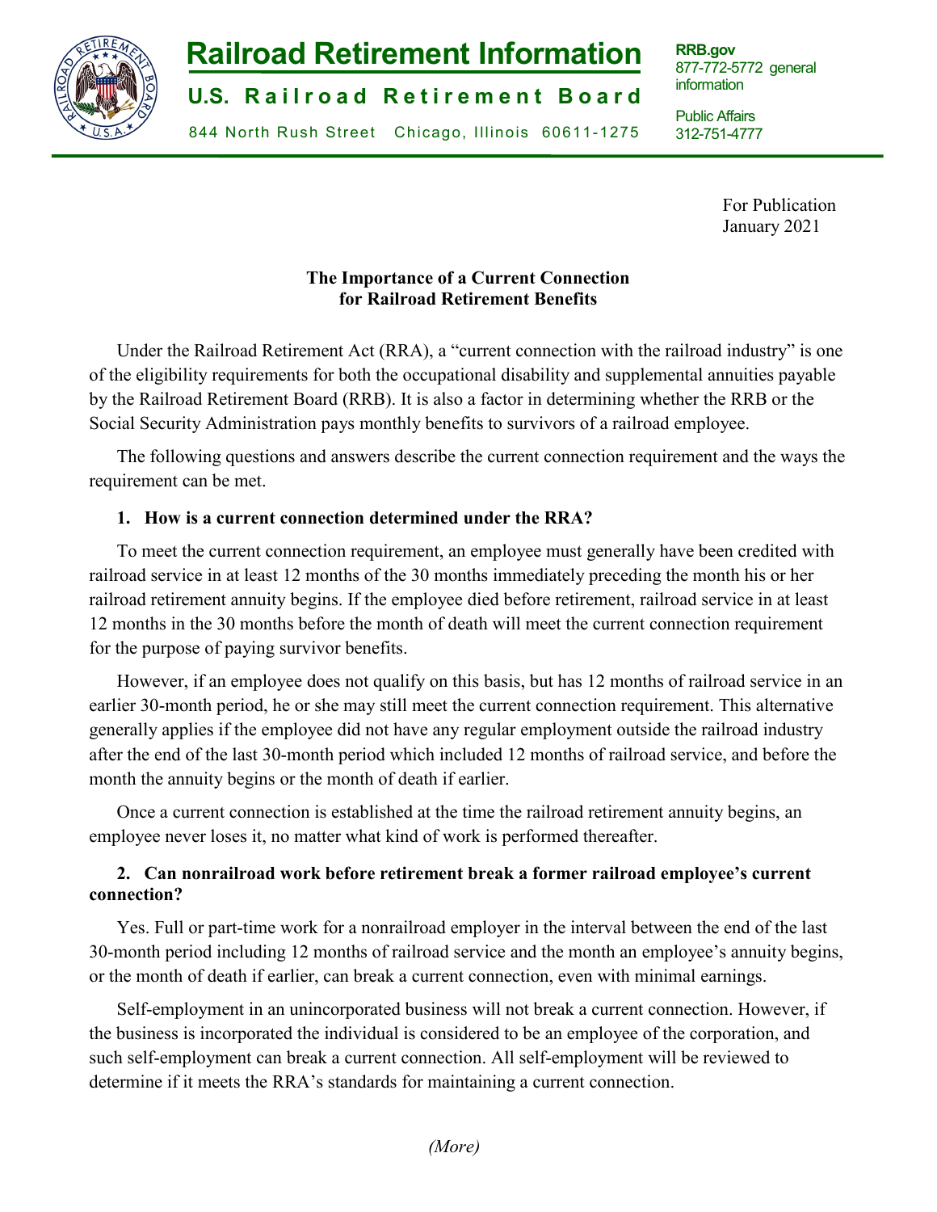# Railroad Retirement Information

**U.S. Railroad Retirement Board**

844 North Rush Street Chicago, Illinois 60611-1275

**RRB.gov**
877-772-5772 general information

Public Affairs
312-751-4777

For Publication
January 2021

## The Importance of a Current Connection for Railroad Retirement Benefits

Under the Railroad Retirement Act (RRA), a "current connection with the railroad industry" is one of the eligibility requirements for both the occupational disability and supplemental annuities payable by the Railroad Retirement Board (RRB). It is also a factor in determining whether the RRB or the Social Security Administration pays monthly benefits to survivors of a railroad employee.

The following questions and answers describe the current connection requirement and the ways the requirement can be met.

### 1. How is a current connection determined under the RRA?

To meet the current connection requirement, an employee must generally have been credited with railroad service in at least 12 months of the 30 months immediately preceding the month his or her railroad retirement annuity begins. If the employee died before retirement, railroad service in at least 12 months in the 30 months before the month of death will meet the current connection requirement for the purpose of paying survivor benefits.

However, if an employee does not qualify on this basis, but has 12 months of railroad service in an earlier 30-month period, he or she may still meet the current connection requirement. This alternative generally applies if the employee did not have any regular employment outside the railroad industry after the end of the last 30-month period which included 12 months of railroad service, and before the month the annuity begins or the month of death if earlier.

Once a current connection is established at the time the railroad retirement annuity begins, an employee never loses it, no matter what kind of work is performed thereafter.

### 2. Can nonrailroad work before retirement break a former railroad employee's current connection?

Yes. Full or part-time work for a nonrailroad employer in the interval between the end of the last 30-month period including 12 months of railroad service and the month an employee's annuity begins, or the month of death if earlier, can break a current connection, even with minimal earnings.

Self-employment in an unincorporated business will not break a current connection. However, if the business is incorporated the individual is considered to be an employee of the corporation, and such self-employment can break a current connection. All self-employment will be reviewed to determine if it meets the RRA's standards for maintaining a current connection.

*(More)*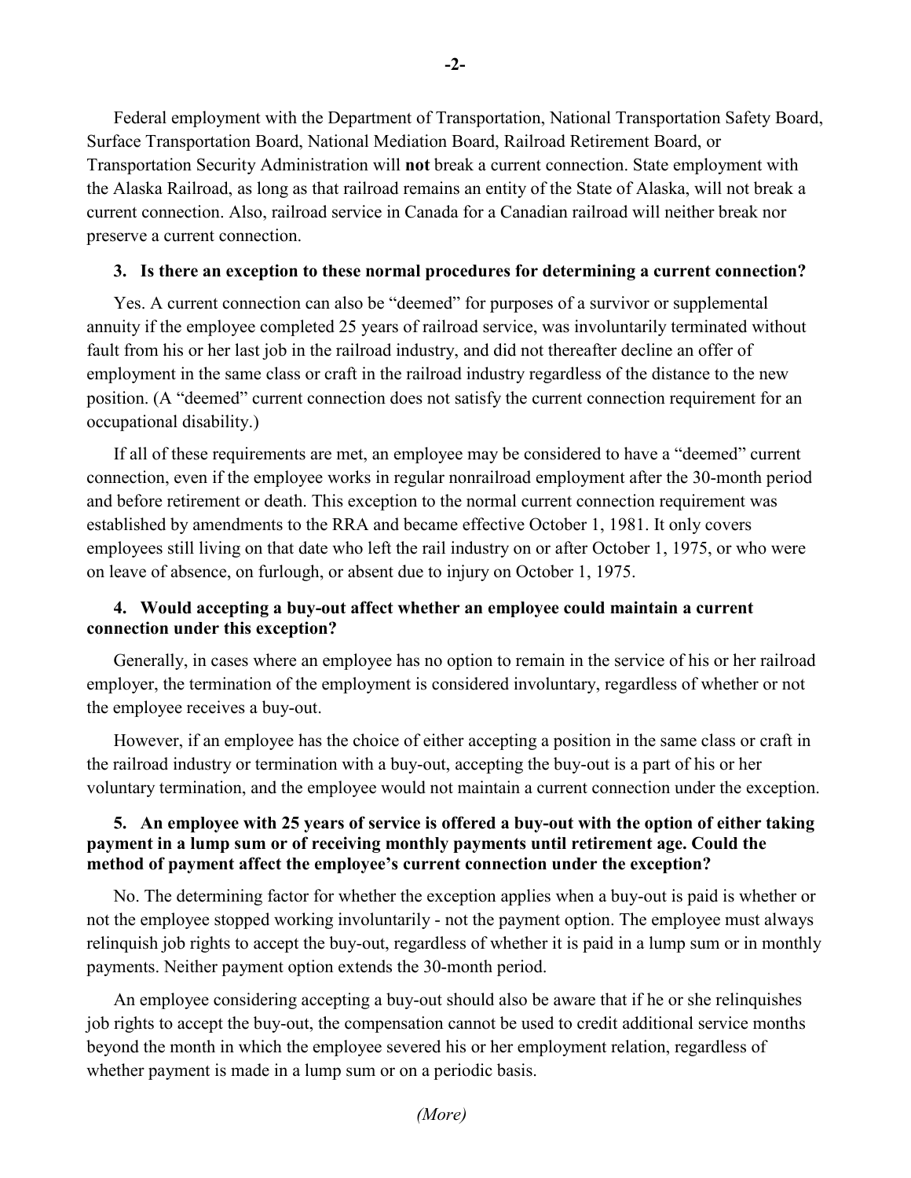Federal employment with the Department of Transportation, National Transportation Safety Board, Surface Transportation Board, National Mediation Board, Railroad Retirement Board, or Transportation Security Administration will **not** break a current connection. State employment with the Alaska Railroad, as long as that railroad remains an entity of the State of Alaska, will not break a current connection. Also, railroad service in Canada for a Canadian railroad will neither break nor preserve a current connection.

**3. Is there an exception to these normal procedures for determining a current connection?**

Yes. A current connection can also be "deemed" for purposes of a survivor or supplemental annuity if the employee completed 25 years of railroad service, was involuntarily terminated without fault from his or her last job in the railroad industry, and did not thereafter decline an offer of employment in the same class or craft in the railroad industry regardless of the distance to the new position. (A "deemed" current connection does not satisfy the current connection requirement for an occupational disability.)

If all of these requirements are met, an employee may be considered to have a "deemed" current connection, even if the employee works in regular nonrailroad employment after the 30-month period and before retirement or death. This exception to the normal current connection requirement was established by amendments to the RRA and became effective October 1, 1981. It only covers employees still living on that date who left the rail industry on or after October 1, 1975, or who were on leave of absence, on furlough, or absent due to injury on October 1, 1975.

**4. Would accepting a buy-out affect whether an employee could maintain a current connection under this exception?**

Generally, in cases where an employee has no option to remain in the service of his or her railroad employer, the termination of the employment is considered involuntary, regardless of whether or not the employee receives a buy-out.

However, if an employee has the choice of either accepting a position in the same class or craft in the railroad industry or termination with a buy-out, accepting the buy-out is a part of his or her voluntary termination, and the employee would not maintain a current connection under the exception.

**5. An employee with 25 years of service is offered a buy-out with the option of either taking payment in a lump sum or of receiving monthly payments until retirement age. Could the method of payment affect the employee's current connection under the exception?**

No. The determining factor for whether the exception applies when a buy-out is paid is whether or not the employee stopped working involuntarily - not the payment option. The employee must always relinquish job rights to accept the buy-out, regardless of whether it is paid in a lump sum or in monthly payments. Neither payment option extends the 30-month period.

An employee considering accepting a buy-out should also be aware that if he or she relinquishes job rights to accept the buy-out, the compensation cannot be used to credit additional service months beyond the month in which the employee severed his or her employment relation, regardless of whether payment is made in a lump sum or on a periodic basis.

*(More)*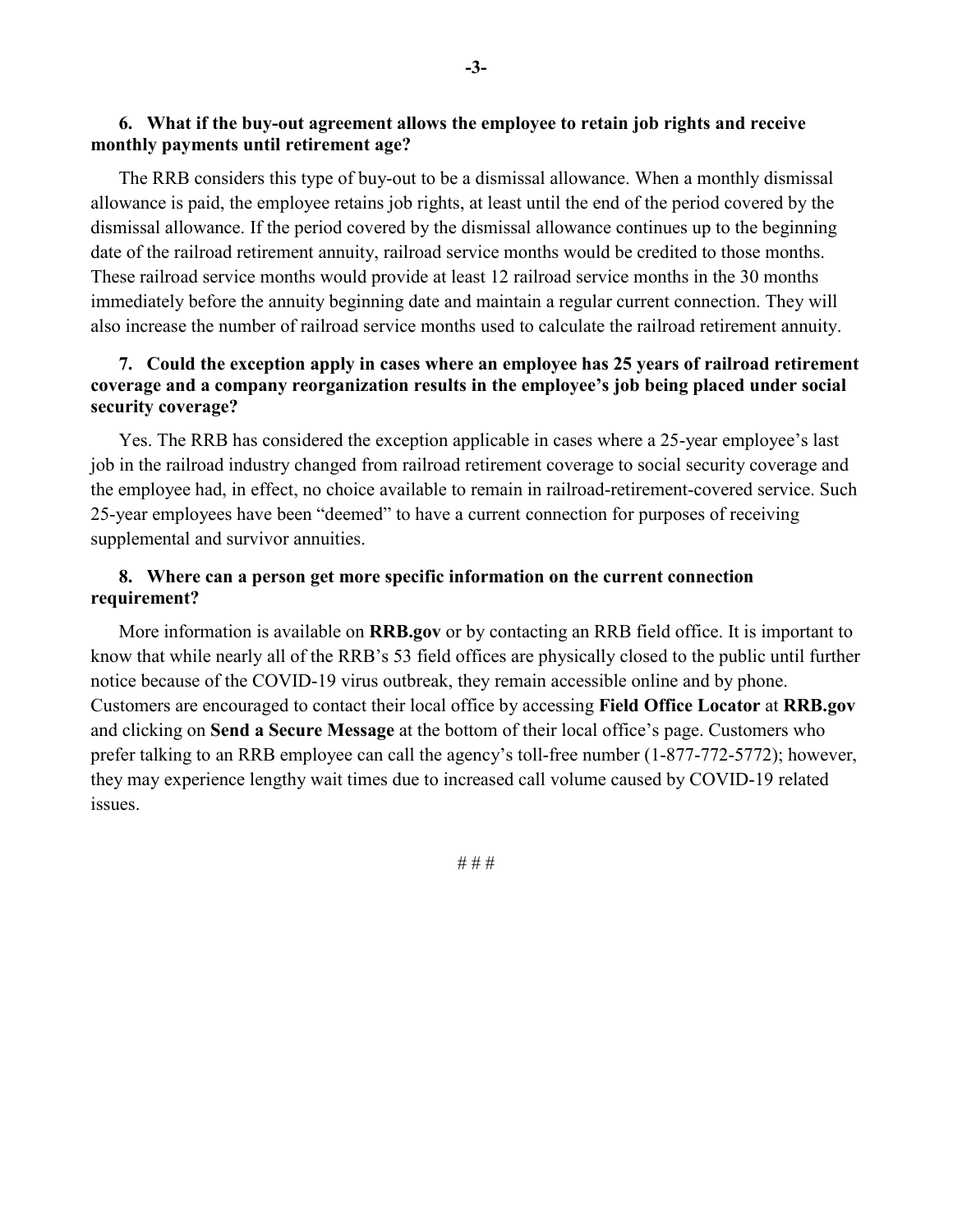**6. What if the buy-out agreement allows the employee to retain job rights and receive monthly payments until retirement age?**

The RRB considers this type of buy-out to be a dismissal allowance. When a monthly dismissal allowance is paid, the employee retains job rights, at least until the end of the period covered by the dismissal allowance. If the period covered by the dismissal allowance continues up to the beginning date of the railroad retirement annuity, railroad service months would be credited to those months. These railroad service months would provide at least 12 railroad service months in the 30 months immediately before the annuity beginning date and maintain a regular current connection. They will also increase the number of railroad service months used to calculate the railroad retirement annuity.

**7. Could the exception apply in cases where an employee has 25 years of railroad retirement coverage and a company reorganization results in the employee's job being placed under social security coverage?**

Yes. The RRB has considered the exception applicable in cases where a 25-year employee's last job in the railroad industry changed from railroad retirement coverage to social security coverage and the employee had, in effect, no choice available to remain in railroad-retirement-covered service. Such 25-year employees have been "deemed" to have a current connection for purposes of receiving supplemental and survivor annuities.

**8. Where can a person get more specific information on the current connection requirement?**

More information is available on **RRB.gov** or by contacting an RRB field office. It is important to know that while nearly all of the RRB's 53 field offices are physically closed to the public until further notice because of the COVID-19 virus outbreak, they remain accessible online and by phone. Customers are encouraged to contact their local office by accessing **Field Office Locator** at **RRB.gov** and clicking on **Send a Secure Message** at the bottom of their local office's page. Customers who prefer talking to an RRB employee can call the agency's toll-free number (1-877-772-5772); however, they may experience lengthy wait times due to increased call volume caused by COVID-19 related issues.

# # #